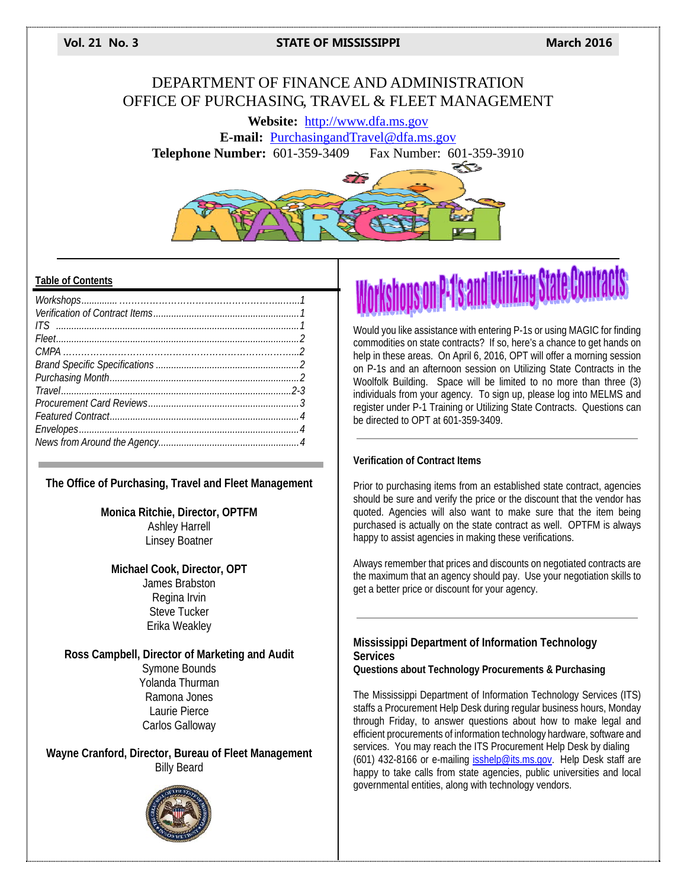# DEPARTMENT OF FINANCE AND ADMINISTRATION
# OFFICE OF PURCHASING, TRAVEL & FLEET MANAGEMENT

**Website:** http://www.dfa.ms.gov
**E-mail:** PurchasingandTravel@dfa.ms.gov
**Telephone Number:** 601-359-3409 Fax Number: 601-359-3910

**Table of Contents**

*Workshops ............................................................ 1*
*Verification of Contract Items ........................................ 1*
*ITS .................................................................... 1*
*Fleet .................................................................. 2*
*CMPA ................................................................... 2*
*Brand Specific Specifications .......................................... 2*
*Purchasing Month ....................................................... 2*
*Travel ................................................................. 2-3*
*Procurement Card Reviews ............................................... 3*
*Featured Contract ...................................................... 4*
*Envelopes .............................................................. 4*
*News from Around the Agency ............................................ 4*

**The Office of Purchasing, Travel and Fleet Management**

**Monica Ritchie, Director, OPTFM**
Ashley Harrell
Linsey Boatner

**Michael Cook, Director, OPT**
James Brabston
Regina Irvin
Steve Tucker
Erika Weakley

**Ross Campbell, Director of Marketing and Audit**
Symone Bounds
Yolanda Thurman
Ramona Jones
Laurie Pierce
Carlos Galloway

**Wayne Cranford, Director, Bureau of Fleet Management**
Billy Beard

## Workshops on P-1's and Utilizing State Contracts

Would you like assistance with entering P-1s or using MAGIC for finding commodities on state contracts? If so, here's a chance to get hands on help in these areas. On April 6, 2016, OPT will offer a morning session on P-1s and an afternoon session on Utilizing State Contracts in the Woolfolk Building. Space will be limited to no more than three (3) individuals from your agency. To sign up, please log into MELMS and register under P-1 Training or Utilizing State Contracts. Questions can be directed to OPT at 601-359-3409.

### Verification of Contract Items

Prior to purchasing items from an established state contract, agencies should be sure and verify the price or the discount that the vendor has quoted. Agencies will also want to make sure that the item being purchased is actually on the state contract as well. OPTFM is always happy to assist agencies in making these verifications.

Always remember that prices and discounts on negotiated contracts are the maximum that an agency should pay. Use your negotiation skills to get a better price or discount for your agency.

### Mississippi Department of Information Technology Services

**Questions about Technology Procurements & Purchasing**

The Mississippi Department of Information Technology Services (ITS) staffs a Procurement Help Desk during regular business hours, Monday through Friday, to answer questions about how to make legal and efficient procurements of information technology hardware, software and services. You may reach the ITS Procurement Help Desk by dialing (601) 432-8166 or e-mailing isshelp@its.ms.gov. Help Desk staff are happy to take calls from state agencies, public universities and local governmental entities, along with technology vendors.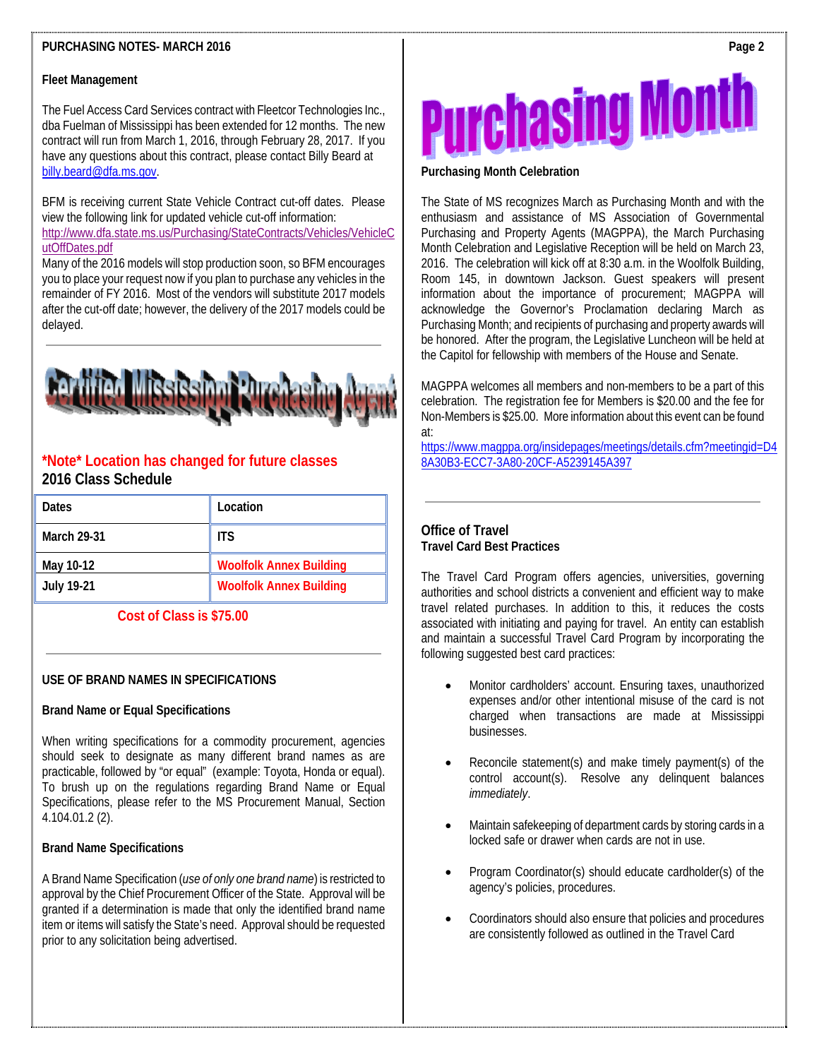PURCHASING NOTES- MARCH 2016

## Fleet Management

The Fuel Access Card Services contract with Fleetcor Technologies Inc., dba Fuelman of Mississippi has been extended for 12 months. The new contract will run from March 1, 2016, through February 28, 2017. If you have any questions about this contract, please contact Billy Beard at billy.beard@dfa.ms.gov.

BFM is receiving current State Vehicle Contract cut-off dates. Please view the following link for updated vehicle cut-off information: http://www.dfa.state.ms.us/Purchasing/StateContracts/Vehicles/VehicleCutOffDates.pdf
Many of the 2016 models will stop production soon, so BFM encourages you to place your request now if you plan to purchase any vehicles in the remainder of FY 2016. Most of the vendors will substitute 2017 models after the cut-off date; however, the delivery of the 2017 models could be delayed.

---

# Certified Mississippi Purchasing Agent

**\*Note\* Location has changed for future classes**

**2016 Class Schedule**

| Dates | Location |
|---|---|
| March 29-31 | ITS |
| May 10-12 | Woolfolk Annex Building |
| July 19-21 | Woolfolk Annex Building |

**Cost of Class is $75.00**

---

## USE OF BRAND NAMES IN SPECIFICATIONS

### Brand Name or Equal Specifications

When writing specifications for a commodity procurement, agencies should seek to designate as many different brand names as are practicable, followed by "or equal" (example: Toyota, Honda or equal). To brush up on the regulations regarding Brand Name or Equal Specifications, please refer to the MS Procurement Manual, Section 4.104.01.2 (2).

### Brand Name Specifications

A Brand Name Specification (*use of only one brand name*) is restricted to approval by the Chief Procurement Officer of the State. Approval will be granted if a determination is made that only the identified brand name item or items will satisfy the State's need. Approval should be requested prior to any solicitation being advertised.

# Purchasing Month

### Purchasing Month Celebration

The State of MS recognizes March as Purchasing Month and with the enthusiasm and assistance of MS Association of Governmental Purchasing and Property Agents (MAGPPA), the March Purchasing Month Celebration and Legislative Reception will be held on March 23, 2016. The celebration will kick off at 8:30 a.m. in the Woolfolk Building, Room 145, in downtown Jackson. Guest speakers will present information about the importance of procurement; MAGPPA will acknowledge the Governor's Proclamation declaring March as Purchasing Month; and recipients of purchasing and property awards will be honored. After the program, the Legislative Luncheon will be held at the Capitol for fellowship with members of the House and Senate.

MAGPPA welcomes all members and non-members to be a part of this celebration. The registration fee for Members is $20.00 and the fee for Non-Members is $25.00. More information about this event can be found at:
https://www.magppa.org/insidepages/meetings/details.cfm?meetingid=D48A30B3-ECC7-3A80-20CF-A5239145A397

---

## Office of Travel

### Travel Card Best Practices

The Travel Card Program offers agencies, universities, governing authorities and school districts a convenient and efficient way to make travel related purchases. In addition to this, it reduces the costs associated with initiating and paying for travel. An entity can establish and maintain a successful Travel Card Program by incorporating the following suggested best card practices:

- Monitor cardholders' account. Ensuring taxes, unauthorized expenses and/or other intentional misuse of the card is not charged when transactions are made at Mississippi businesses.
- Reconcile statement(s) and make timely payment(s) of the control account(s). Resolve any delinquent balances *immediately*.
- Maintain safekeeping of department cards by storing cards in a locked safe or drawer when cards are not in use.
- Program Coordinator(s) should educate cardholder(s) of the agency's policies, procedures.
- Coordinators should also ensure that policies and procedures are consistently followed as outlined in the Travel Card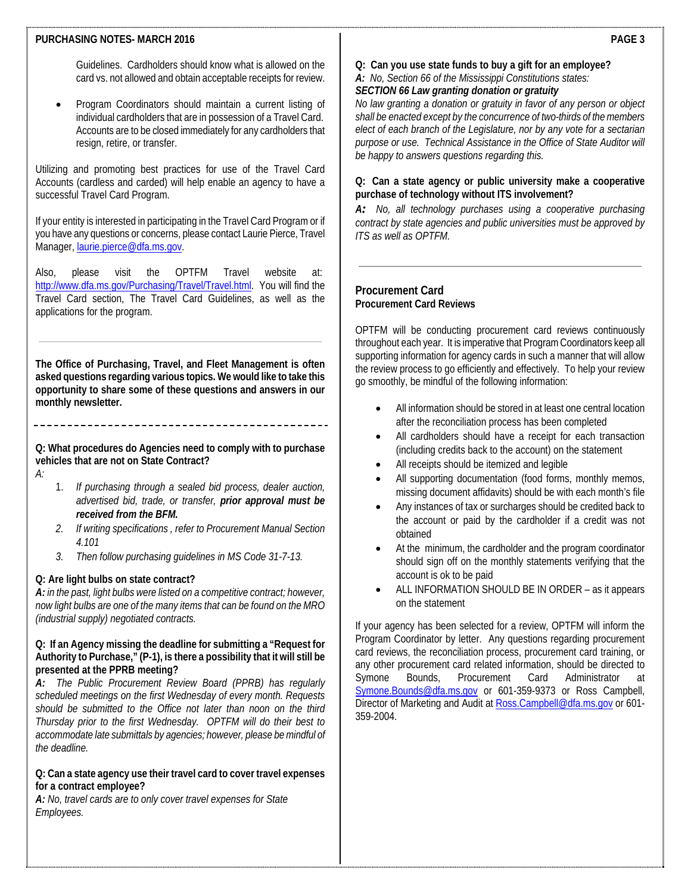Guidelines. Cardholders should know what is allowed on the card vs. not allowed and obtain acceptable receipts for review.

- Program Coordinators should maintain a current listing of individual cardholders that are in possession of a Travel Card. Accounts are to be closed immediately for any cardholders that resign, retire, or transfer.

Utilizing and promoting best practices for use of the Travel Card Accounts (cardless and carded) will help enable an agency to have a successful Travel Card Program.

If your entity is interested in participating in the Travel Card Program or if you have any questions or concerns, please contact Laurie Pierce, Travel Manager, laurie.pierce@dfa.ms.gov.

Also, please visit the OPTFM Travel website at: http://www.dfa.ms.gov/Purchasing/Travel/Travel.html. You will find the Travel Card section, The Travel Card Guidelines, as well as the applications for the program.

---

**The Office of Purchasing, Travel, and Fleet Management is often asked questions regarding various topics. We would like to take this opportunity to share some of these questions and answers in our monthly newsletter.**

---

**Q: What procedures do Agencies need to comply with to purchase vehicles that are not on State Contract?**

*A:*

1. *If purchasing through a sealed bid process, dealer auction, advertised bid, trade, or transfer, **prior approval must be received from the BFM.***
2. *If writing specifications , refer to Procurement Manual Section 4.101*
3. *Then follow purchasing guidelines in MS Code 31-7-13.*

**Q: Are light bulbs on state contract?**

***A:*** *in the past, light bulbs were listed on a competitive contract; however, now light bulbs are one of the many items that can be found on the MRO (industrial supply) negotiated contracts.*

**Q: If an Agency missing the deadline for submitting a "Request for Authority to Purchase," (P-1), is there a possibility that it will still be presented at the PPRB meeting?**

***A:*** *The Public Procurement Review Board (PPRB) has regularly scheduled meetings on the first Wednesday of every month. Requests should be submitted to the Office not later than noon on the third Thursday prior to the first Wednesday. OPTFM will do their best to accommodate late submittals by agencies; however, please be mindful of the deadline.*

**Q: Can a state agency use their travel card to cover travel expenses for a contract employee?**

***A:*** *No, travel cards are to only cover travel expenses for State Employees.*

**Q: Can you use state funds to buy a gift for an employee?**

***A:*** *No, Section 66 of the Mississippi Constitutions states:*

***SECTION 66 Law granting donation or gratuity***

*No law granting a donation or gratuity in favor of any person or object shall be enacted except by the concurrence of two-thirds of the members elect of each branch of the Legislature, nor by any vote for a sectarian purpose or use. Technical Assistance in the Office of State Auditor will be happy to answers questions regarding this.*

**Q: Can a state agency or public university make a cooperative purchase of technology without ITS involvement?**

***A:*** *No, all technology purchases using a cooperative purchasing contract by state agencies and public universities must be approved by ITS as well as OPTFM.*

---

## Procurement Card

### Procurement Card Reviews

OPTFM will be conducting procurement card reviews continuously throughout each year. It is imperative that Program Coordinators keep all supporting information for agency cards in such a manner that will allow the review process to go efficiently and effectively. To help your review go smoothly, be mindful of the following information:

- All information should be stored in at least one central location after the reconciliation process has been completed
- All cardholders should have a receipt for each transaction (including credits back to the account) on the statement
- All receipts should be itemized and legible
- All supporting documentation (food forms, monthly memos, missing document affidavits) should be with each month's file
- Any instances of tax or surcharges should be credited back to the account or paid by the cardholder if a credit was not obtained
- At the minimum, the cardholder and the program coordinator should sign off on the monthly statements verifying that the account is ok to be paid
- ALL INFORMATION SHOULD BE IN ORDER – as it appears on the statement

If your agency has been selected for a review, OPTFM will inform the Program Coordinator by letter. Any questions regarding procurement card reviews, the reconciliation process, procurement card training, or any other procurement card related information, should be directed to Symone Bounds, Procurement Card Administrator at Symone.Bounds@dfa.ms.gov or 601-359-9373 or Ross Campbell, Director of Marketing and Audit at Ross.Campbell@dfa.ms.gov or 601-359-2004.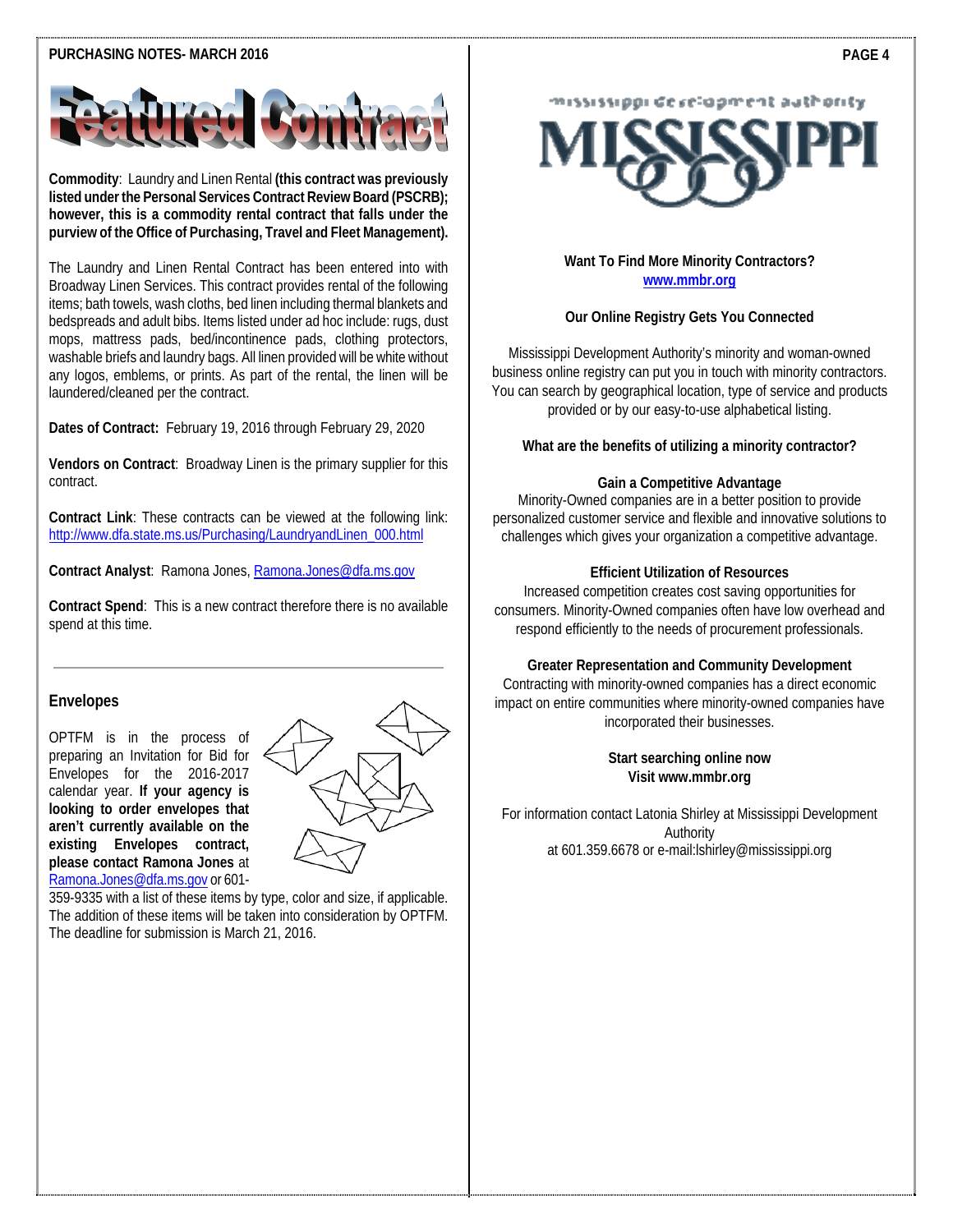# Featured Contract

**Commodity**: Laundry and Linen Rental **(this contract was previously listed under the Personal Services Contract Review Board (PSCRB); however, this is a commodity rental contract that falls under the purview of the Office of Purchasing, Travel and Fleet Management).**

The Laundry and Linen Rental Contract has been entered into with Broadway Linen Services. This contract provides rental of the following items; bath towels, wash cloths, bed linen including thermal blankets and bedspreads and adult bibs. Items listed under ad hoc include: rugs, dust mops, mattress pads, bed/incontinence pads, clothing protectors, washable briefs and laundry bags. All linen provided will be white without any logos, emblems, or prints. As part of the rental, the linen will be laundered/cleaned per the contract.

**Dates of Contract:** February 19, 2016 through February 29, 2020

**Vendors on Contract**: Broadway Linen is the primary supplier for this contract.

**Contract Link**: These contracts can be viewed at the following link: http://www.dfa.state.ms.us/Purchasing/LaundryandLinen_000.html

**Contract Analyst**: Ramona Jones, Ramona.Jones@dfa.ms.gov

**Contract Spend**: This is a new contract therefore there is no available spend at this time.

---

## Envelopes

OPTFM is in the process of preparing an Invitation for Bid for Envelopes for the 2016-2017 calendar year. **If your agency is looking to order envelopes that aren't currently available on the existing Envelopes contract, please contact Ramona Jones** at Ramona.Jones@dfa.ms.gov or 601-359-9335 with a list of these items by type, color and size, if applicable. The addition of these items will be taken into consideration by OPTFM. The deadline for submission is March 21, 2016.

mississippi development authority

MISSISSIPPI

**Want To Find More Minority Contractors?**
**www.mmbr.org**

**Our Online Registry Gets You Connected**

Mississippi Development Authority's minority and woman-owned business online registry can put you in touch with minority contractors. You can search by geographical location, type of service and products provided or by our easy-to-use alphabetical listing.

**What are the benefits of utilizing a minority contractor?**

**Gain a Competitive Advantage**
Minority-Owned companies are in a better position to provide personalized customer service and flexible and innovative solutions to challenges which gives your organization a competitive advantage.

**Efficient Utilization of Resources**
Increased competition creates cost saving opportunities for consumers. Minority-Owned companies often have low overhead and respond efficiently to the needs of procurement professionals.

**Greater Representation and Community Development**
Contracting with minority-owned companies has a direct economic impact on entire communities where minority-owned companies have incorporated their businesses.

**Start searching online now**
**Visit www.mmbr.org**

For information contact Latonia Shirley at Mississippi Development Authority at 601.359.6678 or e-mail:lshirley@mississippi.org